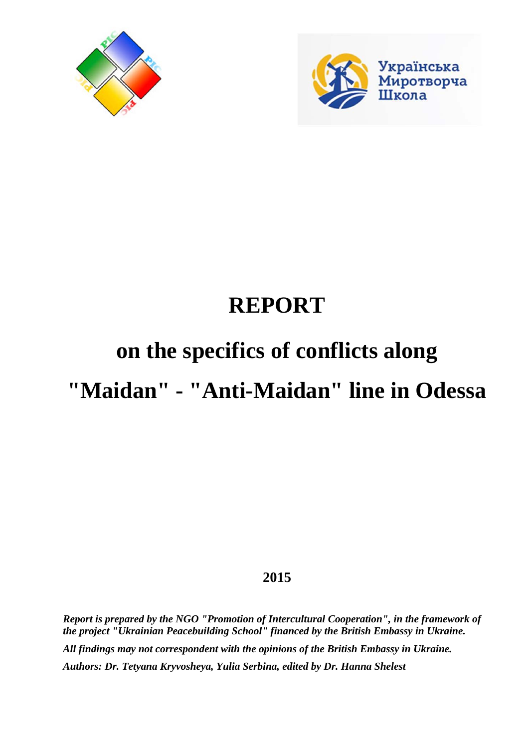Українська Миротворча Школа

# REPORT

# on the specifics of conflicts along "Maidan" - "Anti-Maidan" line in Odessa

**2015**

***Report is prepared by the NGO "Promotion of Intercultural Cooperation", in the framework of the project "Ukrainian Peacebuilding School" financed by the British Embassy in Ukraine.***

***All findings may not correspondent with the opinions of the British Embassy in Ukraine.***

***Authors: Dr. Tetyana Kryvosheya, Yulia Serbina, edited by Dr. Hanna Shelest***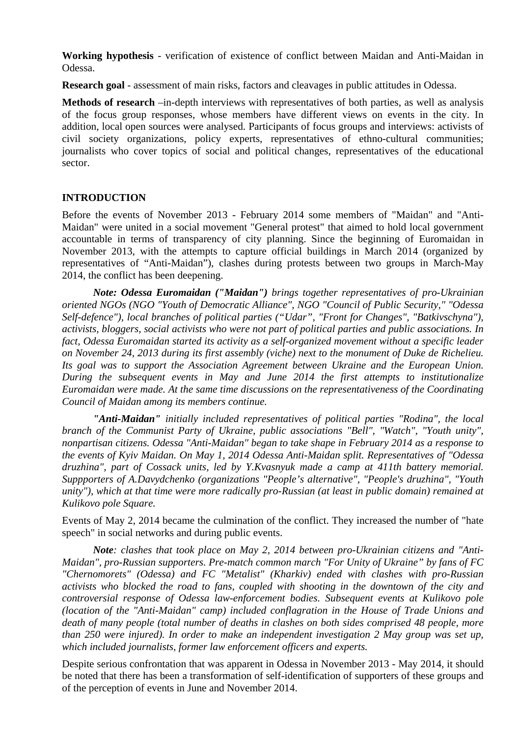**Working hypothesis** - verification of existence of conflict between Maidan and Anti-Maidan in Odessa.

**Research goal** - assessment of main risks, factors and cleavages in public attitudes in Odessa.

**Methods of research** –in-depth interviews with representatives of both parties, as well as analysis of the focus group responses, whose members have different views on events in the city. In addition, local open sources were analysed. Participants of focus groups and interviews: activists of civil society organizations, policy experts, representatives of ethno-cultural communities; journalists who cover topics of social and political changes, representatives of the educational sector.

## INTRODUCTION

Before the events of November 2013 - February 2014 some members of "Maidan" and "Anti-Maidan" were united in a social movement "General protest" that aimed to hold local government accountable in terms of transparency of city planning. Since the beginning of Euromaidan in November 2013, with the attempts to capture official buildings in March 2014 (organized by representatives of "Anti-Maidan"), clashes during protests between two groups in March-May 2014, the conflict has been deepening.

***Note: Odessa Euromaidan ("Maidan")*** *brings together representatives of pro-Ukrainian oriented NGOs (NGO "Youth of Democratic Alliance", NGO "Council of Public Security," "Odessa Self-defence"), local branches of political parties ("Udar", "Front for Changes", "Batkivschyna"), activists, bloggers, social activists who were not part of political parties and public associations. In fact, Odessa Euromaidan started its activity as a self-organized movement without a specific leader on November 24, 2013 during its first assembly (viche) next to the monument of Duke de Richelieu. Its goal was to support the Association Agreement between Ukraine and the European Union. During the subsequent events in May and June 2014 the first attempts to institutionalize Euromaidan were made. At the same time discussions on the representativeness of the Coordinating Council of Maidan among its members continue.*

***"Anti-Maidan"*** *initially included representatives of political parties "Rodina", the local branch of the Communist Party of Ukraine, public associations "Bell", "Watch", "Youth unity", nonpartisan citizens. Odessa "Anti-Maidan" began to take shape in February 2014 as a response to the events of Kyiv Maidan. On May 1, 2014 Odessa Anti-Maidan split. Representatives of "Odessa druzhina", part of Cossack units, led by Y.Kvasnyuk made a camp at 411th battery memorial. Suppporters of A.Davydchenko (organizations "People's alternative", "People's druzhina", "Youth unity"), which at that time were more radically pro-Russian (at least in public domain) remained at Kulikovo pole Square.*

Events of May 2, 2014 became the culmination of the conflict. They increased the number of "hate speech" in social networks and during public events.

***Note****: clashes that took place on May 2, 2014 between pro-Ukrainian citizens and "Anti-Maidan", pro-Russian supporters. Pre-match common march "For Unity of Ukraine" by fans of FC "Chernomorets" (Odessa) and FC "Metalist" (Kharkiv) ended with clashes with pro-Russian activists who blocked the road to fans, coupled with shooting in the downtown of the city and controversial response of Odessa law-enforcement bodies. Subsequent events at Kulikovo pole (location of the "Anti-Maidan" camp) included conflagration in the House of Trade Unions and death of many people (total number of deaths in clashes on both sides comprised 48 people, more than 250 were injured). In order to make an independent investigation 2 May group was set up, which included journalists, former law enforcement officers and experts.*

Despite serious confrontation that was apparent in Odessa in November 2013 - May 2014, it should be noted that there has been a transformation of self-identification of supporters of these groups and of the perception of events in June and November 2014.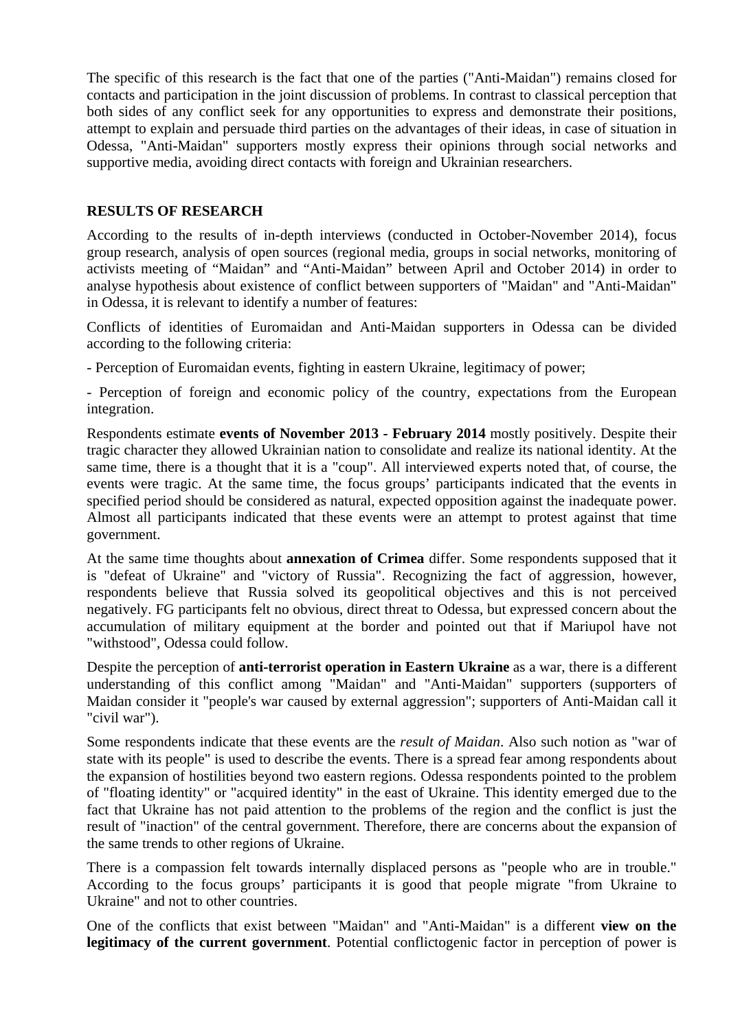The specific of this research is the fact that one of the parties ("Anti-Maidan") remains closed for contacts and participation in the joint discussion of problems. In contrast to classical perception that both sides of any conflict seek for any opportunities to express and demonstrate their positions, attempt to explain and persuade third parties on the advantages of their ideas, in case of situation in Odessa, "Anti-Maidan" supporters mostly express their opinions through social networks and supportive media, avoiding direct contacts with foreign and Ukrainian researchers.

## RESULTS OF RESEARCH

According to the results of in-depth interviews (conducted in October-November 2014), focus group research, analysis of open sources (regional media, groups in social networks, monitoring of activists meeting of “Maidan” and “Anti-Maidan” between April and October 2014) in order to analyse hypothesis about existence of conflict between supporters of "Maidan" and "Anti-Maidan" in Odessa, it is relevant to identify a number of features:

Conflicts of identities of Euromaidan and Anti-Maidan supporters in Odessa can be divided according to the following criteria:

- Perception of Euromaidan events, fighting in eastern Ukraine, legitimacy of power;

- Perception of foreign and economic policy of the country, expectations from the European integration.

Respondents estimate **events of November 2013 - February 2014** mostly positively. Despite their tragic character they allowed Ukrainian nation to consolidate and realize its national identity. At the same time, there is a thought that it is a "coup". All interviewed experts noted that, of course, the events were tragic. At the same time, the focus groups’ participants indicated that the events in specified period should be considered as natural, expected opposition against the inadequate power. Almost all participants indicated that these events were an attempt to protest against that time government.

At the same time thoughts about **annexation of Crimea** differ. Some respondents supposed that it is "defeat of Ukraine" and "victory of Russia". Recognizing the fact of aggression, however, respondents believe that Russia solved its geopolitical objectives and this is not perceived negatively. FG participants felt no obvious, direct threat to Odessa, but expressed concern about the accumulation of military equipment at the border and pointed out that if Mariupol have not "withstood", Odessa could follow.

Despite the perception of **anti-terrorist operation in Eastern Ukraine** as a war, there is a different understanding of this conflict among "Maidan" and "Anti-Maidan" supporters (supporters of Maidan consider it "people's war caused by external aggression"; supporters of Anti-Maidan call it "civil war").

Some respondents indicate that these events are the *result of Maidan*. Also such notion as "war of state with its people" is used to describe the events. There is a spread fear among respondents about the expansion of hostilities beyond two eastern regions. Odessa respondents pointed to the problem of "floating identity" or "acquired identity" in the east of Ukraine. This identity emerged due to the fact that Ukraine has not paid attention to the problems of the region and the conflict is just the result of "inaction" of the central government. Therefore, there are concerns about the expansion of the same trends to other regions of Ukraine.

There is a compassion felt towards internally displaced persons as "people who are in trouble." According to the focus groups’ participants it is good that people migrate "from Ukraine to Ukraine" and not to other countries.

One of the conflicts that exist between "Maidan" and "Anti-Maidan" is a different **view on the legitimacy of the current government**. Potential conflictogenic factor in perception of power is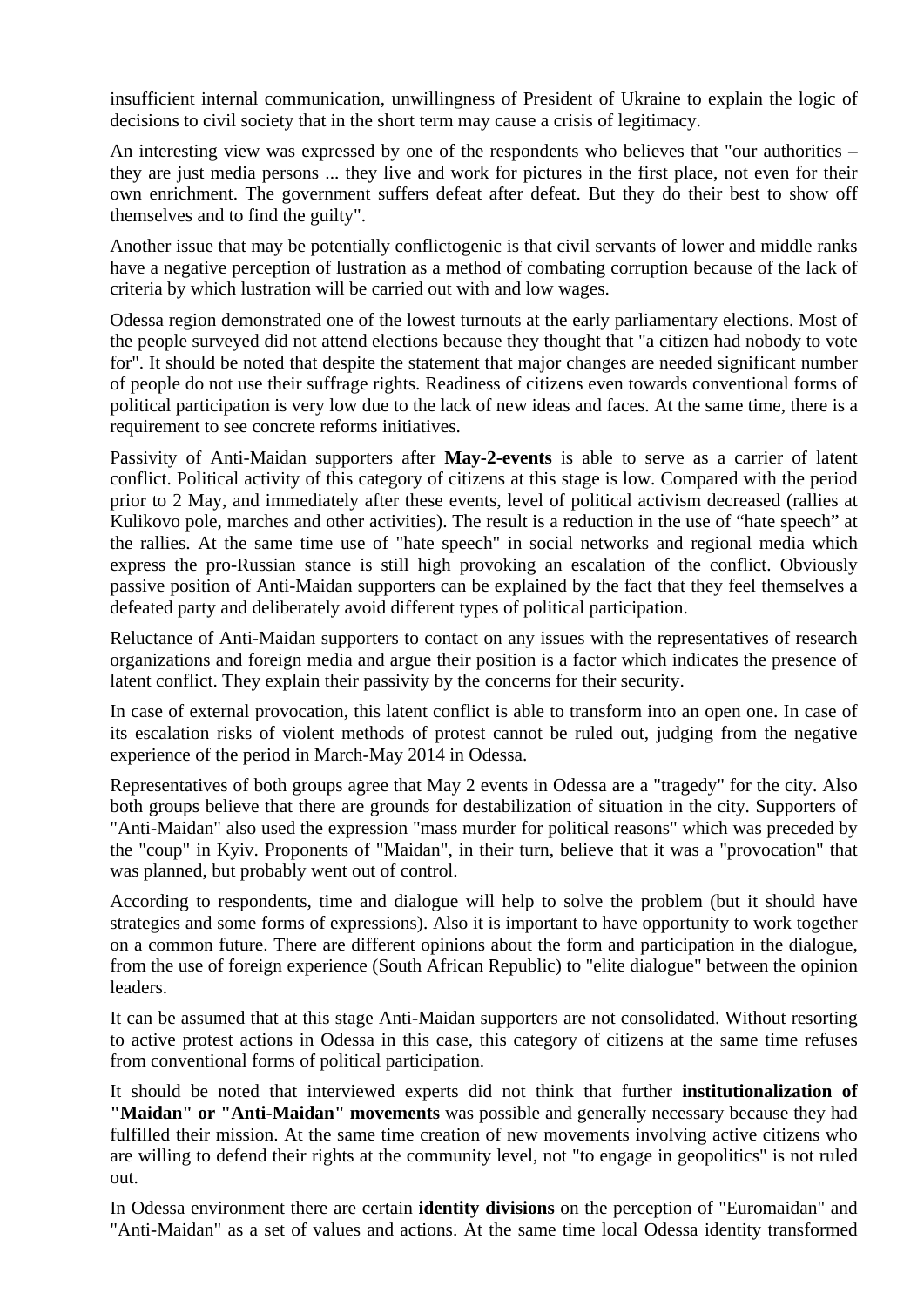insufficient internal communication, unwillingness of President of Ukraine to explain the logic of decisions to civil society that in the short term may cause a crisis of legitimacy.

An interesting view was expressed by one of the respondents who believes that "our authorities – they are just media persons ... they live and work for pictures in the first place, not even for their own enrichment. The government suffers defeat after defeat. But they do their best to show off themselves and to find the guilty".

Another issue that may be potentially conflictogenic is that civil servants of lower and middle ranks have a negative perception of lustration as a method of combating corruption because of the lack of criteria by which lustration will be carried out with and low wages.

Odessa region demonstrated one of the lowest turnouts at the early parliamentary elections. Most of the people surveyed did not attend elections because they thought that "a citizen had nobody to vote for". It should be noted that despite the statement that major changes are needed significant number of people do not use their suffrage rights. Readiness of citizens even towards conventional forms of political participation is very low due to the lack of new ideas and faces. At the same time, there is a requirement to see concrete reforms initiatives.

Passivity of Anti-Maidan supporters after **May-2-events** is able to serve as a carrier of latent conflict. Political activity of this category of citizens at this stage is low. Compared with the period prior to 2 May, and immediately after these events, level of political activism decreased (rallies at Kulikovo pole, marches and other activities). The result is a reduction in the use of "hate speech" at the rallies. At the same time use of "hate speech" in social networks and regional media which express the pro-Russian stance is still high provoking an escalation of the conflict. Obviously passive position of Anti-Maidan supporters can be explained by the fact that they feel themselves a defeated party and deliberately avoid different types of political participation.

Reluctance of Anti-Maidan supporters to contact on any issues with the representatives of research organizations and foreign media and argue their position is a factor which indicates the presence of latent conflict. They explain their passivity by the concerns for their security.

In case of external provocation, this latent conflict is able to transform into an open one. In case of its escalation risks of violent methods of protest cannot be ruled out, judging from the negative experience of the period in March-May 2014 in Odessa.

Representatives of both groups agree that May 2 events in Odessa are a "tragedy" for the city. Also both groups believe that there are grounds for destabilization of situation in the city. Supporters of "Anti-Maidan" also used the expression "mass murder for political reasons" which was preceded by the "coup" in Kyiv. Proponents of "Maidan", in their turn, believe that it was a "provocation" that was planned, but probably went out of control.

According to respondents, time and dialogue will help to solve the problem (but it should have strategies and some forms of expressions). Also it is important to have opportunity to work together on a common future. There are different opinions about the form and participation in the dialogue, from the use of foreign experience (South African Republic) to "elite dialogue" between the opinion leaders.

It can be assumed that at this stage Anti-Maidan supporters are not consolidated. Without resorting to active protest actions in Odessa in this case, this category of citizens at the same time refuses from conventional forms of political participation.

It should be noted that interviewed experts did not think that further **institutionalization of "Maidan" or "Anti-Maidan" movements** was possible and generally necessary because they had fulfilled their mission. At the same time creation of new movements involving active citizens who are willing to defend their rights at the community level, not "to engage in geopolitics" is not ruled out.

In Odessa environment there are certain **identity divisions** on the perception of "Euromaidan" and "Anti-Maidan" as a set of values and actions. At the same time local Odessa identity transformed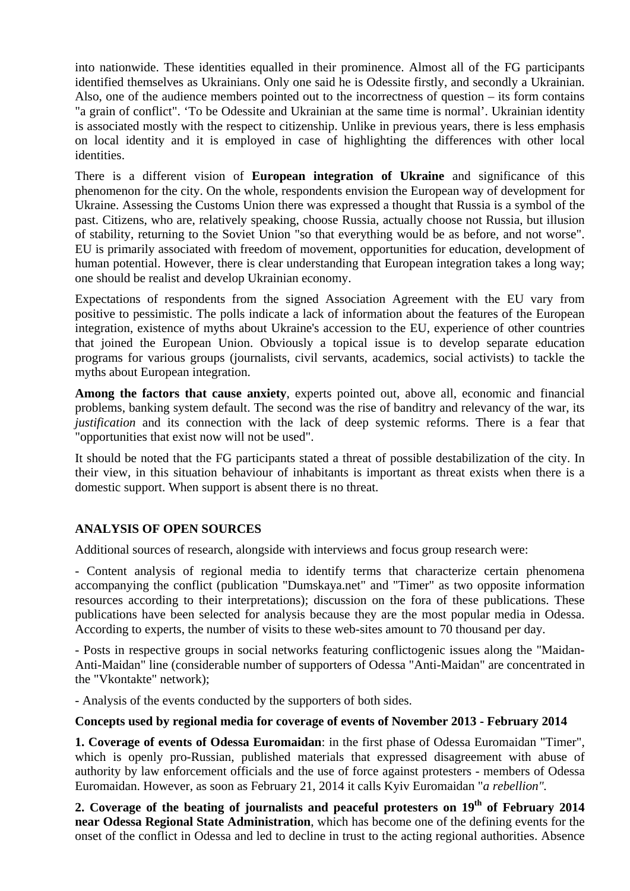into nationwide. These identities equalled in their prominence. Almost all of the FG participants identified themselves as Ukrainians. Only one said he is Odessite firstly, and secondly a Ukrainian. Also, one of the audience members pointed out to the incorrectness of question – its form contains "a grain of conflict". ‘To be Odessite and Ukrainian at the same time is normal’. Ukrainian identity is associated mostly with the respect to citizenship. Unlike in previous years, there is less emphasis on local identity and it is employed in case of highlighting the differences with other local identities.

There is a different vision of **European integration of Ukraine** and significance of this phenomenon for the city. On the whole, respondents envision the European way of development for Ukraine. Assessing the Customs Union there was expressed a thought that Russia is a symbol of the past. Citizens, who are, relatively speaking, choose Russia, actually choose not Russia, but illusion of stability, returning to the Soviet Union "so that everything would be as before, and not worse". EU is primarily associated with freedom of movement, opportunities for education, development of human potential. However, there is clear understanding that European integration takes a long way; one should be realist and develop Ukrainian economy.

Expectations of respondents from the signed Association Agreement with the EU vary from positive to pessimistic. The polls indicate a lack of information about the features of the European integration, existence of myths about Ukraine's accession to the EU, experience of other countries that joined the European Union. Obviously a topical issue is to develop separate education programs for various groups (journalists, civil servants, academics, social activists) to tackle the myths about European integration.

**Among the factors that cause anxiety**, experts pointed out, above all, economic and financial problems, banking system default. The second was the rise of banditry and relevancy of the war, its *justification* and its connection with the lack of deep systemic reforms. There is a fear that "opportunities that exist now will not be used".

It should be noted that the FG participants stated a threat of possible destabilization of the city. In their view, in this situation behaviour of inhabitants is important as threat exists when there is a domestic support. When support is absent there is no threat.

## ANALYSIS OF OPEN SOURCES

Additional sources of research, alongside with interviews and focus group research were:

- Content analysis of regional media to identify terms that characterize certain phenomena accompanying the conflict (publication "Dumskaya.net" and "Timer" as two opposite information resources according to their interpretations); discussion on the fora of these publications. These publications have been selected for analysis because they are the most popular media in Odessa. According to experts, the number of visits to these web-sites amount to 70 thousand per day.

- Posts in respective groups in social networks featuring conflictogenic issues along the "Maidan-Anti-Maidan" line (considerable number of supporters of Odessa "Anti-Maidan" are concentrated in the "Vkontakte" network);

- Analysis of the events conducted by the supporters of both sides.

### Concepts used by regional media for coverage of events of November 2013 - February 2014

**1. Coverage of events of Odessa Euromaidan**: in the first phase of Odessa Euromaidan "Timer", which is openly pro-Russian, published materials that expressed disagreement with abuse of authority by law enforcement officials and the use of force against protesters - members of Odessa Euromaidan. However, as soon as February 21, 2014 it calls Kyiv Euromaidan "*a rebellion"*.

**2. Coverage of the beating of journalists and peaceful protesters on 19th of February 2014 near Odessa Regional State Administration**, which has become one of the defining events for the onset of the conflict in Odessa and led to decline in trust to the acting regional authorities. Absence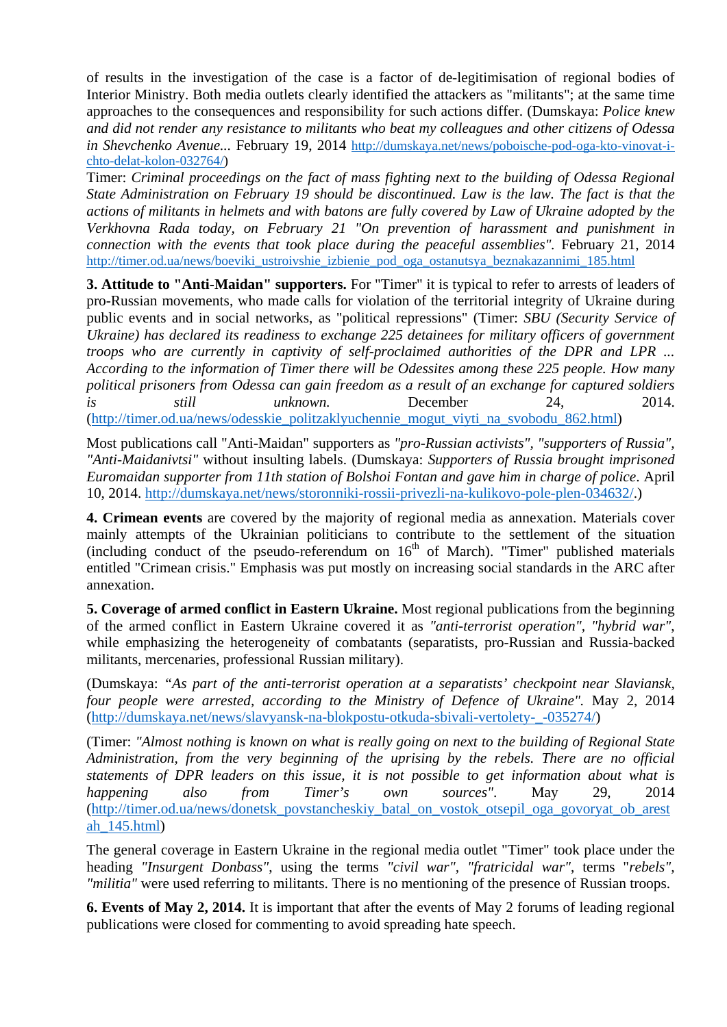of results in the investigation of the case is a factor of de-legitimisation of regional bodies of Interior Ministry. Both media outlets clearly identified the attackers as "militants"; at the same time approaches to the consequences and responsibility for such actions differ. (Dumskaya: *Police knew and did not render any resistance to militants who beat my colleagues and other citizens of Odessa in Shevchenko Avenue...* February 19, 2014 http://dumskaya.net/news/poboische-pod-oga-kto-vinovat-i-chto-delat-kolon-032764/)

Timer: *Criminal proceedings on the fact of mass fighting next to the building of Odessa Regional State Administration on February 19 should be discontinued. Law is the law. The fact is that the actions of militants in helmets and with batons are fully covered by Law of Ukraine adopted by the Verkhovna Rada today, on February 21 "On prevention of harassment and punishment in connection with the events that took place during the peaceful assemblies".* February 21, 2014 http://timer.od.ua/news/boeviki_ustroivshie_izbienie_pod_oga_ostanutsya_beznakazannimi_185.html

**3. Attitude to "Anti-Maidan" supporters.** For "Timer" it is typical to refer to arrests of leaders of pro-Russian movements, who made calls for violation of the territorial integrity of Ukraine during public events and in social networks, as "political repressions" (Timer: *SBU (Security Service of Ukraine) has declared its readiness to exchange 225 detainees for military officers of government troops who are currently in captivity of self-proclaimed authorities of the DPR and LPR ... According to the information of Timer there will be Odessites among these 225 people. How many political prisoners from Odessa can gain freedom as a result of an exchange for captured soldiers is still unknown.* December 24, 2014. (http://timer.od.ua/news/odesskie_politzaklyuchennie_mogut_viyti_na_svobodu_862.html)

Most publications call "Anti-Maidan" supporters as *"pro-Russian activists"*, *"supporters of Russia"*, *"Anti-Maidanivtsi"* without insulting labels. (Dumskaya: *Supporters of Russia brought imprisoned Euromaidan supporter from 11th station of Bolshoi Fontan and gave him in charge of police*. April 10, 2014. http://dumskaya.net/news/storonniki-rossii-privezli-na-kulikovo-pole-plen-034632/.)

**4. Crimean events** are covered by the majority of regional media as annexation. Materials cover mainly attempts of the Ukrainian politicians to contribute to the settlement of the situation (including conduct of the pseudo-referendum on 16th of March). "Timer" published materials entitled "Crimean crisis." Emphasis was put mostly on increasing social standards in the ARC after annexation.

**5. Coverage of armed conflict in Eastern Ukraine.** Most regional publications from the beginning of the armed conflict in Eastern Ukraine covered it as *"anti-terrorist operation"*, *"hybrid war"*, while emphasizing the heterogeneity of combatants (separatists, pro-Russian and Russia-backed militants, mercenaries, professional Russian military).

(Dumskaya: *"As part of the anti-terrorist operation at a separatists' checkpoint near Slaviansk, four people were arrested, according to the Ministry of Defence of Ukraine"*. May 2, 2014 (http://dumskaya.net/news/slavyansk-na-blokpostu-otkuda-sbivali-vertolety-_-035274/)

(Timer: *"Almost nothing is known on what is really going on next to the building of Regional State Administration, from the very beginning of the uprising by the rebels. There are no official statements of DPR leaders on this issue, it is not possible to get information about what is happening also from Timer's own sources"*. May 29, 2014 (http://timer.od.ua/news/donetsk_povstancheskiy_batal_on_vostok_otsepil_oga_govoryat_ob_arestah_145.html)

The general coverage in Eastern Ukraine in the regional media outlet "Timer" took place under the heading *"Insurgent Donbass"*, using the terms *"civil war"*, *"fratricidal war"*, terms "*rebels*", *"militia"* were used referring to militants. There is no mentioning of the presence of Russian troops.

**6. Events of May 2, 2014.** It is important that after the events of May 2 forums of leading regional publications were closed for commenting to avoid spreading hate speech.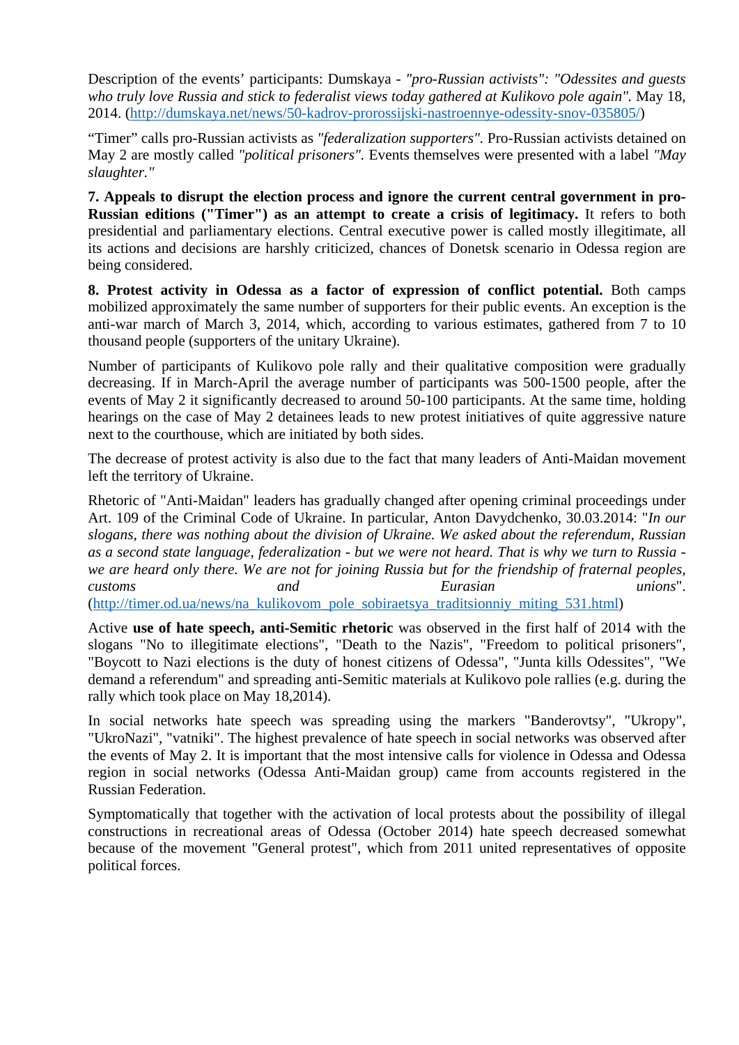Description of the events' participants: Dumskaya - *"pro-Russian activists": "Odessites and guests who truly love Russia and stick to federalist views today gathered at Kulikovo pole again"*. May 18, 2014. (http://dumskaya.net/news/50-kadrov-prorossijski-nastroennye-odessity-snov-035805/)

"Timer" calls pro-Russian activists as *"federalization supporters"*. Pro-Russian activists detained on May 2 are mostly called *"political prisoners"*. Events themselves were presented with a label *"May slaughter."*

**7. Appeals to disrupt the election process and ignore the current central government in pro-Russian editions ("Timer") as an attempt to create a crisis of legitimacy.** It refers to both presidential and parliamentary elections. Central executive power is called mostly illegitimate, all its actions and decisions are harshly criticized, chances of Donetsk scenario in Odessa region are being considered.

**8. Protest activity in Odessa as a factor of expression of conflict potential.** Both camps mobilized approximately the same number of supporters for their public events. An exception is the anti-war march of March 3, 2014, which, according to various estimates, gathered from 7 to 10 thousand people (supporters of the unitary Ukraine).

Number of participants of Kulikovo pole rally and their qualitative composition were gradually decreasing. If in March-April the average number of participants was 500-1500 people, after the events of May 2 it significantly decreased to around 50-100 participants. At the same time, holding hearings on the case of May 2 detainees leads to new protest initiatives of quite aggressive nature next to the courthouse, which are initiated by both sides.

The decrease of protest activity is also due to the fact that many leaders of Anti-Maidan movement left the territory of Ukraine.

Rhetoric of "Anti-Maidan" leaders has gradually changed after opening criminal proceedings under Art. 109 of the Criminal Code of Ukraine. In particular, Anton Davydchenko, 30.03.2014: "*In our slogans, there was nothing about the division of Ukraine. We asked about the referendum, Russian as a second state language, federalization - but we were not heard. That is why we turn to Russia - we are heard only there. We are not for joining Russia but for the friendship of fraternal peoples, customs and Eurasian unions*". (http://timer.od.ua/news/na_kulikovom_pole_sobiraetsya_traditsionniy_miting_531.html)

Active **use of hate speech, anti-Semitic rhetoric** was observed in the first half of 2014 with the slogans "No to illegitimate elections", "Death to the Nazis", "Freedom to political prisoners", "Boycott to Nazi elections is the duty of honest citizens of Odessa", "Junta kills Odessites", "We demand a referendum" and spreading anti-Semitic materials at Kulikovo pole rallies (e.g. during the rally which took place on May 18,2014).

In social networks hate speech was spreading using the markers "Banderovtsy", "Ukropy", "UkroNazi", "vatniki". The highest prevalence of hate speech in social networks was observed after the events of May 2. It is important that the most intensive calls for violence in Odessa and Odessa region in social networks (Odessa Anti-Maidan group) came from accounts registered in the Russian Federation.

Symptomatically that together with the activation of local protests about the possibility of illegal constructions in recreational areas of Odessa (October 2014) hate speech decreased somewhat because of the movement "General protest", which from 2011 united representatives of opposite political forces.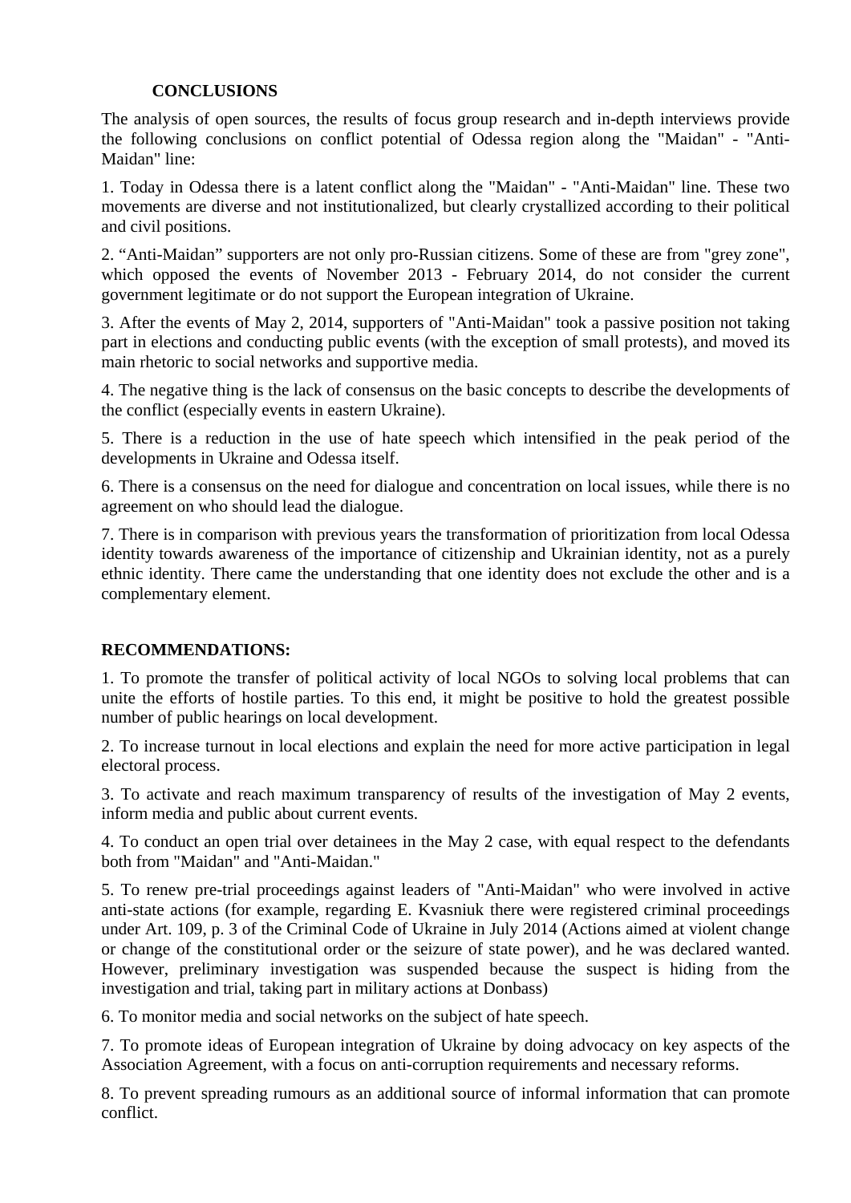## CONCLUSIONS

The analysis of open sources, the results of focus group research and in-depth interviews provide the following conclusions on conflict potential of Odessa region along the "Maidan" - "Anti-Maidan" line:

1. Today in Odessa there is a latent conflict along the "Maidan" - "Anti-Maidan" line. These two movements are diverse and not institutionalized, but clearly crystallized according to their political and civil positions.

2. “Anti-Maidan” supporters are not only pro-Russian citizens. Some of these are from "grey zone", which opposed the events of November 2013 - February 2014, do not consider the current government legitimate or do not support the European integration of Ukraine.

3. After the events of May 2, 2014, supporters of "Anti-Maidan" took a passive position not taking part in elections and conducting public events (with the exception of small protests), and moved its main rhetoric to social networks and supportive media.

4. The negative thing is the lack of consensus on the basic concepts to describe the developments of the conflict (especially events in eastern Ukraine).

5. There is a reduction in the use of hate speech which intensified in the peak period of the developments in Ukraine and Odessa itself.

6. There is a consensus on the need for dialogue and concentration on local issues, while there is no agreement on who should lead the dialogue.

7. There is in comparison with previous years the transformation of prioritization from local Odessa identity towards awareness of the importance of citizenship and Ukrainian identity, not as a purely ethnic identity. There came the understanding that one identity does not exclude the other and is a complementary element.

## RECOMMENDATIONS:

1. To promote the transfer of political activity of local NGOs to solving local problems that can unite the efforts of hostile parties. To this end, it might be positive to hold the greatest possible number of public hearings on local development.

2. To increase turnout in local elections and explain the need for more active participation in legal electoral process.

3. To activate and reach maximum transparency of results of the investigation of May 2 events, inform media and public about current events.

4. To conduct an open trial over detainees in the May 2 case, with equal respect to the defendants both from "Maidan" and "Anti-Maidan."

5. To renew pre-trial proceedings against leaders of "Anti-Maidan" who were involved in active anti-state actions (for example, regarding E. Kvasniuk there were registered criminal proceedings under Art. 109, p. 3 of the Criminal Code of Ukraine in July 2014 (Actions aimed at violent change or change of the constitutional order or the seizure of state power), and he was declared wanted. However, preliminary investigation was suspended because the suspect is hiding from the investigation and trial, taking part in military actions at Donbass)

6. To monitor media and social networks on the subject of hate speech.

7. To promote ideas of European integration of Ukraine by doing advocacy on key aspects of the Association Agreement, with a focus on anti-corruption requirements and necessary reforms.

8. To prevent spreading rumours as an additional source of informal information that can promote conflict.